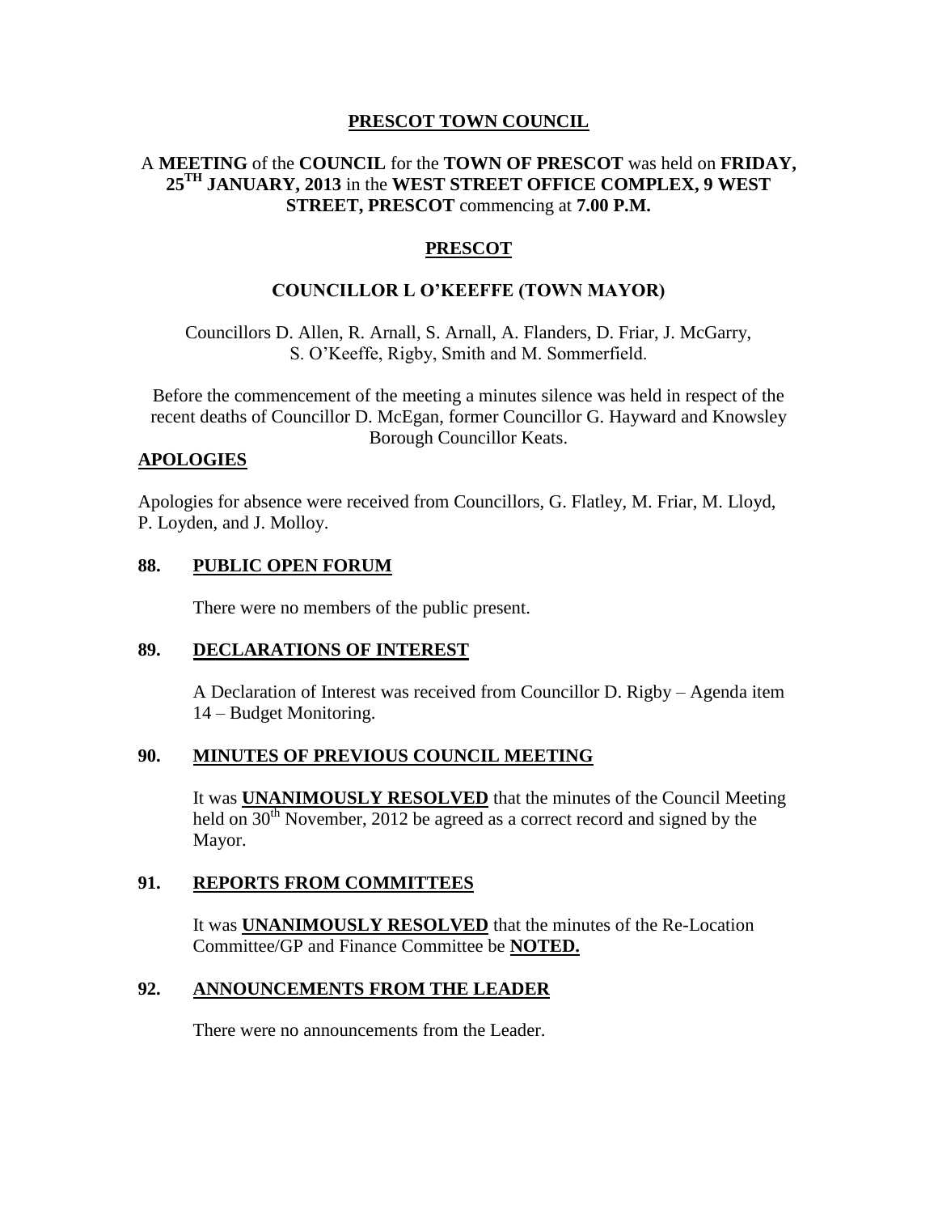# PRESCOT TOWN COUNCIL

A **MEETING** of the **COUNCIL** for the **TOWN OF PRESCOT** was held on **FRIDAY, 25TH JANUARY, 2013** in the **WEST STREET OFFICE COMPLEX, 9 WEST STREET, PRESCOT** commencing at **7.00 P.M.**

## PRESCOT

### COUNCILLOR L O'KEEFFE (TOWN MAYOR)

Councillors D. Allen, R. Arnall, S. Arnall, A. Flanders, D. Friar, J. McGarry, S. O'Keeffe, Rigby, Smith and M. Sommerfield.

Before the commencement of the meeting a minutes silence was held in respect of the recent deaths of Councillor D. McEgan, former Councillor G. Hayward and Knowsley Borough Councillor Keats.

## APOLOGIES

Apologies for absence were received from Councillors, G. Flatley, M. Friar, M. Lloyd, P. Loyden, and J. Molloy.

## 88. PUBLIC OPEN FORUM

There were no members of the public present.

## 89. DECLARATIONS OF INTEREST

A Declaration of Interest was received from Councillor D. Rigby – Agenda item 14 – Budget Monitoring.

## 90. MINUTES OF PREVIOUS COUNCIL MEETING

It was **UNANIMOUSLY RESOLVED** that the minutes of the Council Meeting held on 30th November, 2012 be agreed as a correct record and signed by the Mayor.

## 91. REPORTS FROM COMMITTEES

It was **UNANIMOUSLY RESOLVED** that the minutes of the Re-Location Committee/GP and Finance Committee be **NOTED.**

## 92. ANNOUNCEMENTS FROM THE LEADER

There were no announcements from the Leader.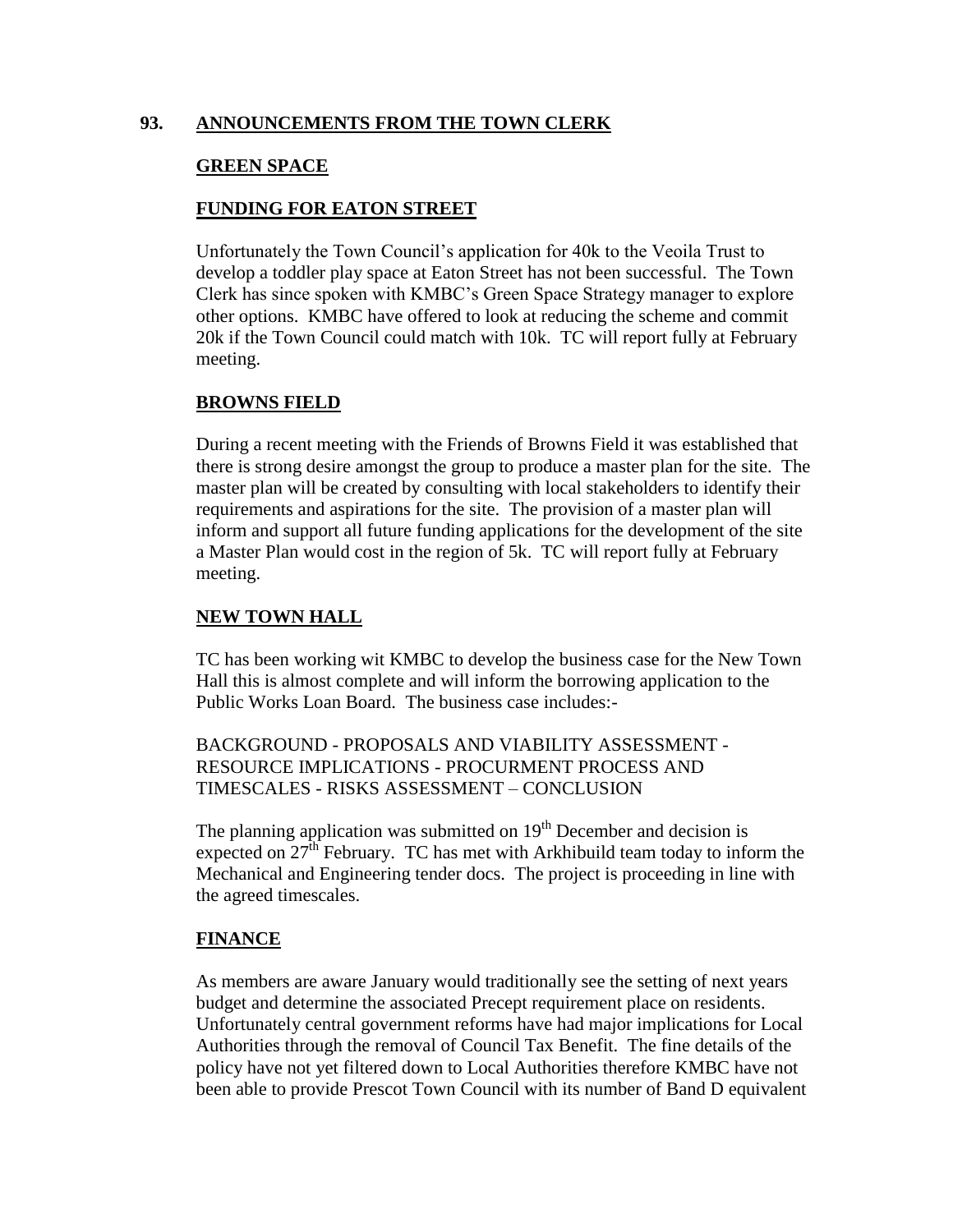## 93. ANNOUNCEMENTS FROM THE TOWN CLERK

### GREEN SPACE

### FUNDING FOR EATON STREET

Unfortunately the Town Council's application for 40k to the Veoila Trust to develop a toddler play space at Eaton Street has not been successful. The Town Clerk has since spoken with KMBC's Green Space Strategy manager to explore other options. KMBC have offered to look at reducing the scheme and commit 20k if the Town Council could match with 10k. TC will report fully at February meeting.

### BROWNS FIELD

During a recent meeting with the Friends of Browns Field it was established that there is strong desire amongst the group to produce a master plan for the site. The master plan will be created by consulting with local stakeholders to identify their requirements and aspirations for the site. The provision of a master plan will inform and support all future funding applications for the development of the site a Master Plan would cost in the region of 5k. TC will report fully at February meeting.

### NEW TOWN HALL

TC has been working wit KMBC to develop the business case for the New Town Hall this is almost complete and will inform the borrowing application to the Public Works Loan Board. The business case includes:-

BACKGROUND - PROPOSALS AND VIABILITY ASSESSMENT - RESOURCE IMPLICATIONS - PROCURMENT PROCESS AND TIMESCALES - RISKS ASSESSMENT – CONCLUSION

The planning application was submitted on 19th December and decision is expected on 27th February. TC has met with Arkhibuild team today to inform the Mechanical and Engineering tender docs. The project is proceeding in line with the agreed timescales.

### FINANCE

As members are aware January would traditionally see the setting of next years budget and determine the associated Precept requirement place on residents. Unfortunately central government reforms have had major implications for Local Authorities through the removal of Council Tax Benefit. The fine details of the policy have not yet filtered down to Local Authorities therefore KMBC have not been able to provide Prescot Town Council with its number of Band D equivalent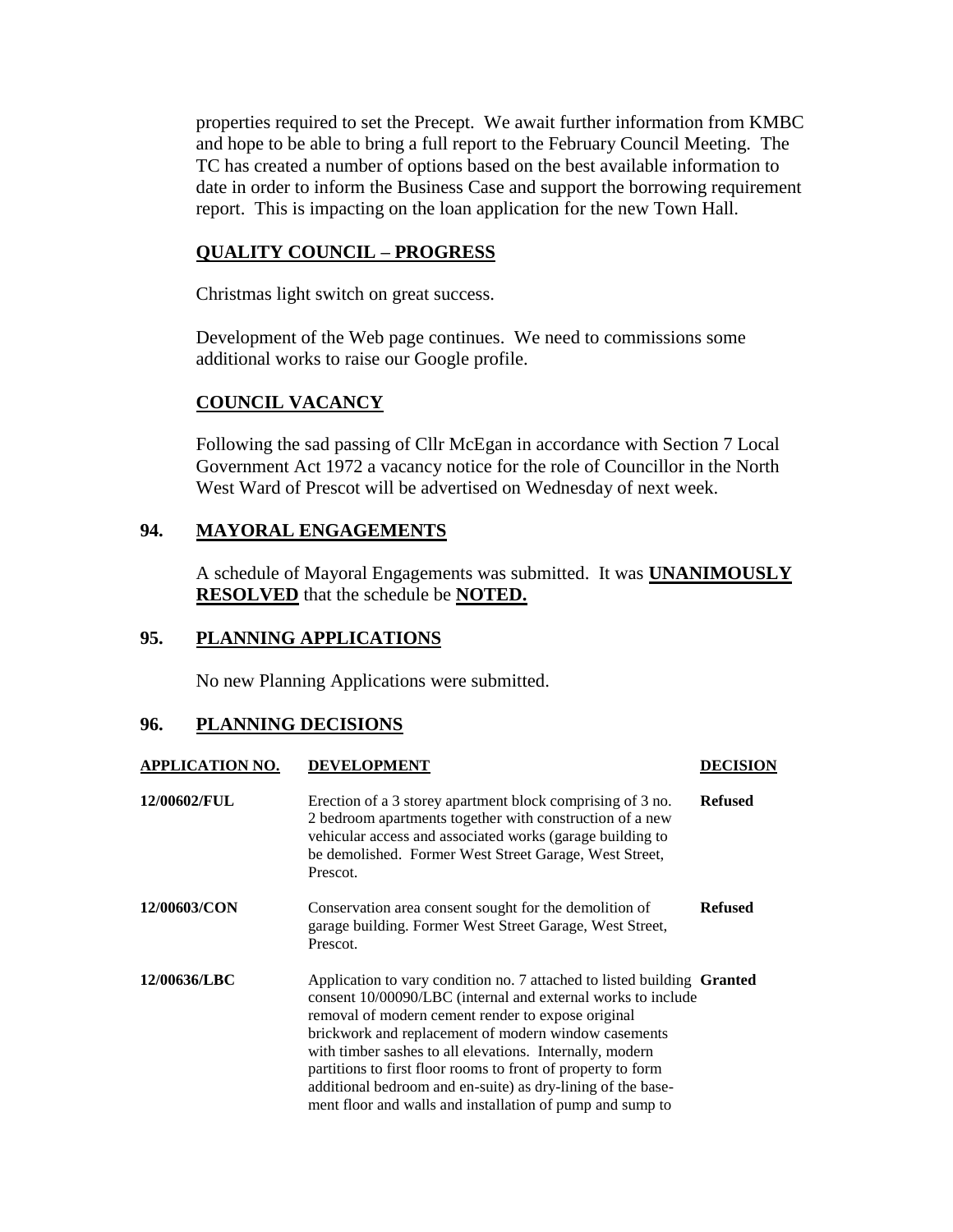properties required to set the Precept. We await further information from KMBC and hope to be able to bring a full report to the February Council Meeting. The TC has created a number of options based on the best available information to date in order to inform the Business Case and support the borrowing requirement report. This is impacting on the loan application for the new Town Hall.

**QUALITY COUNCIL – PROGRESS**

Christmas light switch on great success.

Development of the Web page continues. We need to commissions some additional works to raise our Google profile.

**COUNCIL VACANCY**

Following the sad passing of Cllr McEgan in accordance with Section 7 Local Government Act 1972 a vacancy notice for the role of Councillor in the North West Ward of Prescot will be advertised on Wednesday of next week.

## 94. MAYORAL ENGAGEMENTS

A schedule of Mayoral Engagements was submitted. It was **UNANIMOUSLY RESOLVED** that the schedule be **NOTED.**

## 95. PLANNING APPLICATIONS

No new Planning Applications were submitted.

## 96. PLANNING DECISIONS

| APPLICATION NO. | DEVELOPMENT | DECISION |
|---|---|---|
| **12/00602/FUL** | Erection of a 3 storey apartment block comprising of 3 no. 2 bedroom apartments together with construction of a new vehicular access and associated works (garage building to be demolished. Former West Street Garage, West Street, Prescot. | **Refused** |
| **12/00603/CON** | Conservation area consent sought for the demolition of garage building. Former West Street Garage, West Street, Prescot. | **Refused** |
| **12/00636/LBC** | Application to vary condition no. 7 attached to listed building consent 10/00090/LBC (internal and external works to include removal of modern cement render to expose original brickwork and replacement of modern window casements with timber sashes to all elevations. Internally, modern partitions to first floor rooms to front of property to form additional bedroom and en-suite) as dry-lining of the basement floor and walls and installation of pump and sump to | **Granted** |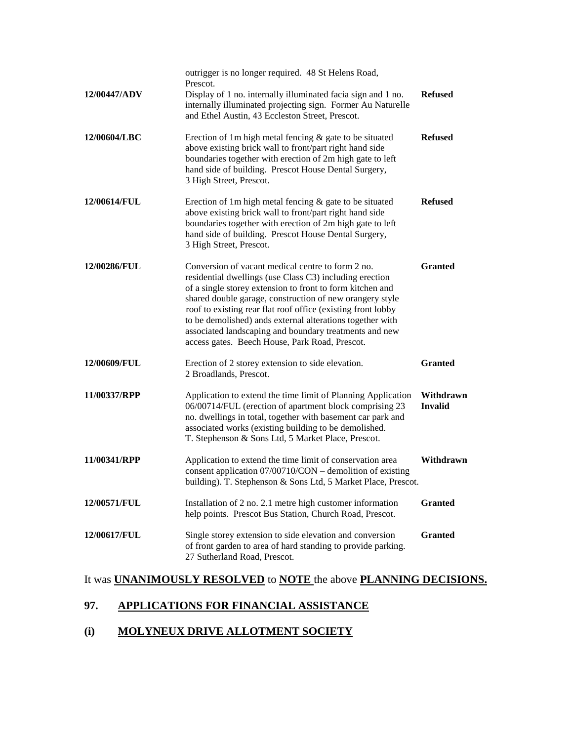| | | |
|---|---|---|
| | outrigger is no longer required. 48 St Helens Road, Prescot. | |
| **12/00447/ADV** | Display of 1 no. internally illuminated facia sign and 1 no. internally illuminated projecting sign. Former Au Naturelle and Ethel Austin, 43 Eccleston Street, Prescot. | **Refused** |
| **12/00604/LBC** | Erection of 1m high metal fencing & gate to be situated above existing brick wall to front/part right hand side boundaries together with erection of 2m high gate to left hand side of building. Prescot House Dental Surgery, 3 High Street, Prescot. | **Refused** |
| **12/00614/FUL** | Erection of 1m high metal fencing & gate to be situated above existing brick wall to front/part right hand side boundaries together with erection of 2m high gate to left hand side of building. Prescot House Dental Surgery, 3 High Street, Prescot. | **Refused** |
| **12/00286/FUL** | Conversion of vacant medical centre to form 2 no. residential dwellings (use Class C3) including erection of a single storey extension to front to form kitchen and shared double garage, construction of new orangery style roof to existing rear flat roof office (existing front lobby to be demolished) ands external alterations together with associated landscaping and boundary treatments and new access gates. Beech House, Park Road, Prescot. | **Granted** |
| **12/00609/FUL** | Erection of 2 storey extension to side elevation. 2 Broadlands, Prescot. | **Granted** |
| **11/00337/RPP** | Application to extend the time limit of Planning Application 06/00714/FUL (erection of apartment block comprising 23 no. dwellings in total, together with basement car park and associated works (existing building to be demolished. T. Stephenson & Sons Ltd, 5 Market Place, Prescot. | **Withdrawn Invalid** |
| **11/00341/RPP** | Application to extend the time limit of conservation area consent application 07/00710/CON – demolition of existing building). T. Stephenson & Sons Ltd, 5 Market Place, Prescot. | **Withdrawn** |
| **12/00571/FUL** | Installation of 2 no. 2.1 metre high customer information help points. Prescot Bus Station, Church Road, Prescot. | **Granted** |
| **12/00617/FUL** | Single storey extension to side elevation and conversion of front garden to area of hard standing to provide parking. 27 Sutherland Road, Prescot. | **Granted** |

It was **UNANIMOUSLY RESOLVED** to **NOTE** the above **PLANNING DECISIONS.**

## 97. APPLICATIONS FOR FINANCIAL ASSISTANCE

### (i) MOLYNEUX DRIVE ALLOTMENT SOCIETY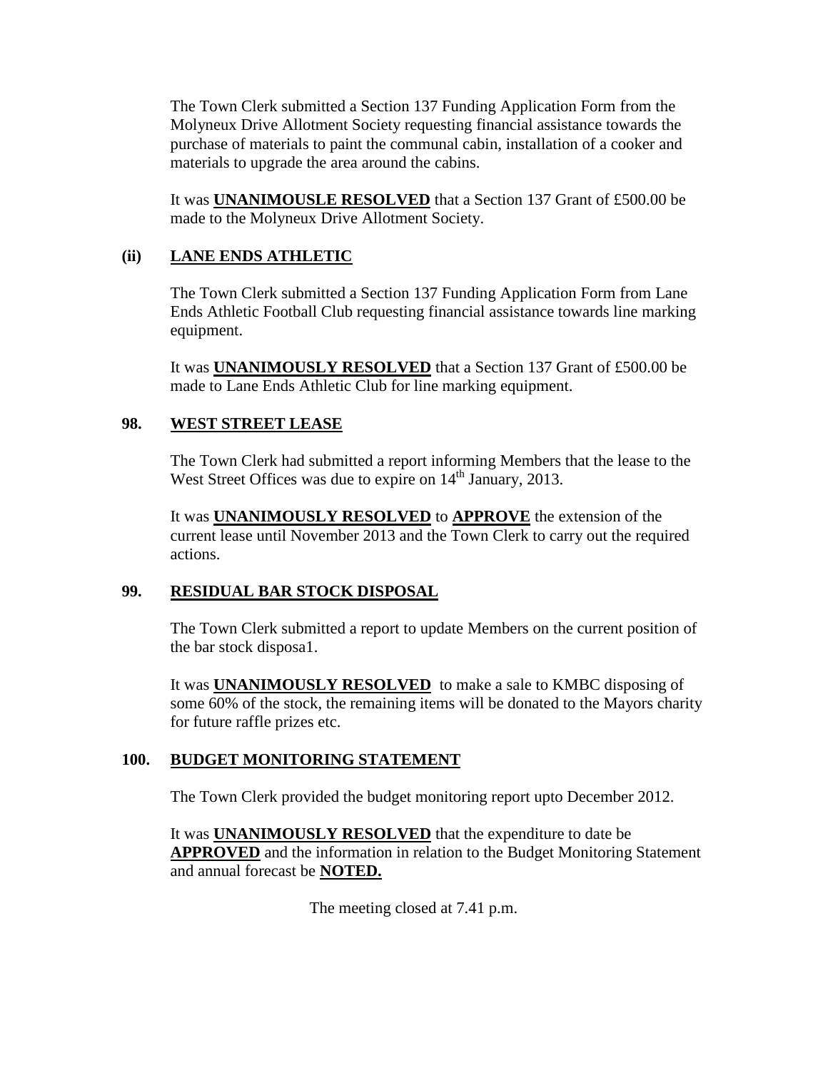The Town Clerk submitted a Section 137 Funding Application Form from the Molyneux Drive Allotment Society requesting financial assistance towards the purchase of materials to paint the communal cabin, installation of a cooker and materials to upgrade the area around the cabins.

It was **UNANIMOUSLE RESOLVED** that a Section 137 Grant of £500.00 be made to the Molyneux Drive Allotment Society.

### (ii) LANE ENDS ATHLETIC

The Town Clerk submitted a Section 137 Funding Application Form from Lane Ends Athletic Football Club requesting financial assistance towards line marking equipment.

It was **UNANIMOUSLY RESOLVED** that a Section 137 Grant of £500.00 be made to Lane Ends Athletic Club for line marking equipment.

## 98. WEST STREET LEASE

The Town Clerk had submitted a report informing Members that the lease to the West Street Offices was due to expire on 14th January, 2013.

It was **UNANIMOUSLY RESOLVED** to **APPROVE** the extension of the current lease until November 2013 and the Town Clerk to carry out the required actions.

## 99. RESIDUAL BAR STOCK DISPOSAL

The Town Clerk submitted a report to update Members on the current position of the bar stock disposa1.

It was **UNANIMOUSLY RESOLVED** to make a sale to KMBC disposing of some 60% of the stock, the remaining items will be donated to the Mayors charity for future raffle prizes etc.

## 100. BUDGET MONITORING STATEMENT

The Town Clerk provided the budget monitoring report upto December 2012.

It was **UNANIMOUSLY RESOLVED** that the expenditure to date be **APPROVED** and the information in relation to the Budget Monitoring Statement and annual forecast be **NOTED.**

The meeting closed at 7.41 p.m.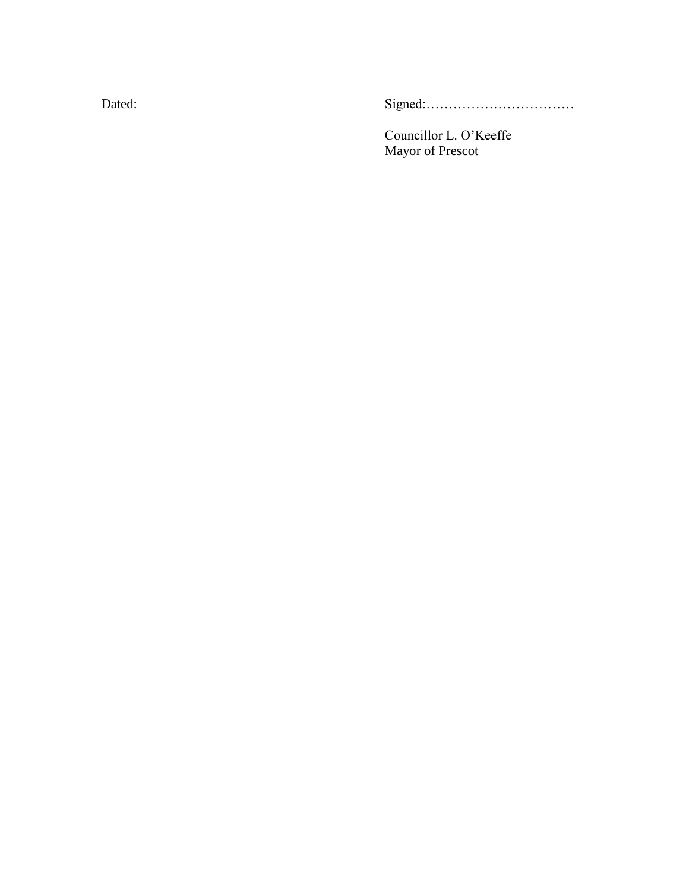Dated: Signed:……………………………

Councillor L. O'Keeffe
Mayor of Prescot